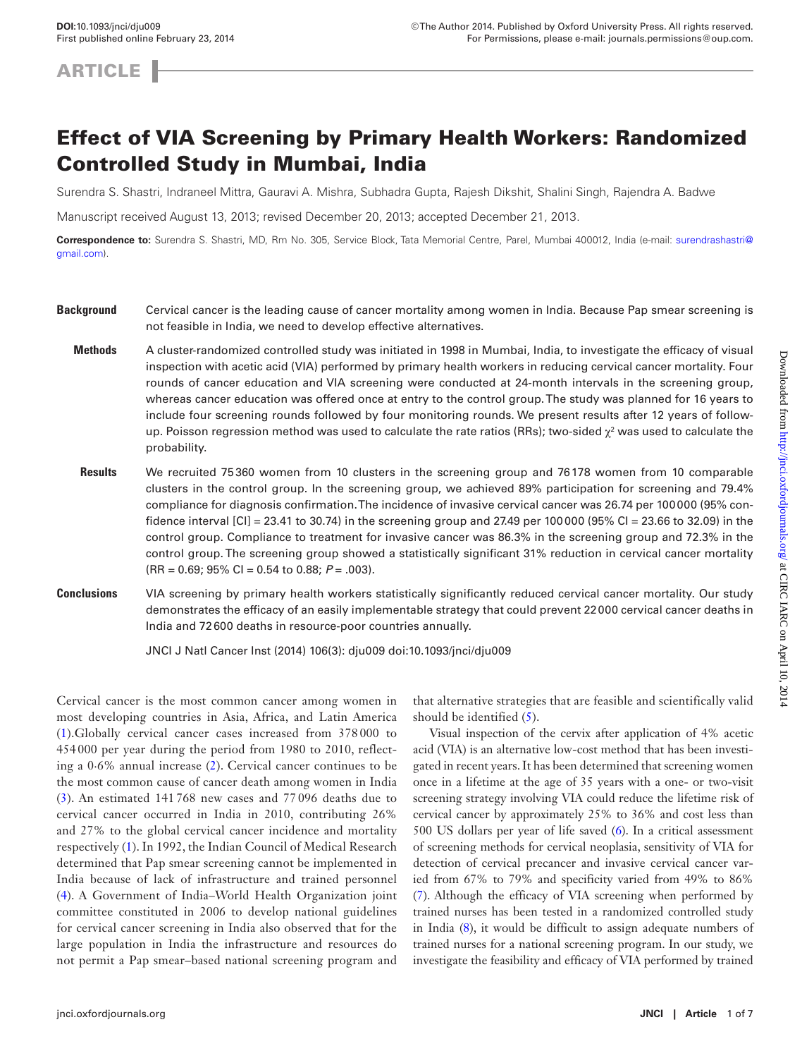DOI:10.1093/jnci/dju009
First published online February 23, 2014

©The Author 2014. Published by Oxford University Press. All rights reserved. For Permissions, please e-mail: journals.permissions@oup.com.

ARTICLE

# Effect of VIA Screening by Primary Health Workers: Randomized Controlled Study in Mumbai, India

Surendra S. Shastri, Indraneel Mittra, Gauravi A. Mishra, Subhadra Gupta, Rajesh Dikshit, Shalini Singh, Rajendra A. Badwe

Manuscript received August 13, 2013; revised December 20, 2013; accepted December 21, 2013.

**Correspondence to:** Surendra S. Shastri, MD, Rm No. 305, Service Block, Tata Memorial Centre, Parel, Mumbai 400012, India (e-mail: surendrashastri@gmail.com).

**Background** Cervical cancer is the leading cause of cancer mortality among women in India. Because Pap smear screening is not feasible in India, we need to develop effective alternatives.

**Methods** A cluster-randomized controlled study was initiated in 1998 in Mumbai, India, to investigate the efficacy of visual inspection with acetic acid (VIA) performed by primary health workers in reducing cervical cancer mortality. Four rounds of cancer education and VIA screening were conducted at 24-month intervals in the screening group, whereas cancer education was offered once at entry to the control group. The study was planned for 16 years to include four screening rounds followed by four monitoring rounds. We present results after 12 years of follow-up. Poisson regression method was used to calculate the rate ratios (RRs); two-sided $\chi^2$ was used to calculate the probability.

**Results** We recruited 75360 women from 10 clusters in the screening group and 76178 women from 10 comparable clusters in the control group. In the screening group, we achieved 89% participation for screening and 79.4% compliance for diagnosis confirmation. The incidence of invasive cervical cancer was 26.74 per 100000 (95% confidence interval [CI] = 23.41 to 30.74) in the screening group and 27.49 per 100000 (95% CI = 23.66 to 32.09) in the control group. Compliance to treatment for invasive cancer was 86.3% in the screening group and 72.3% in the control group. The screening group showed a statistically significant 31% reduction in cervical cancer mortality (RR = 0.69; 95% CI = 0.54 to 0.88; $P = .003$).

**Conclusions** VIA screening by primary health workers statistically significantly reduced cervical cancer mortality. Our study demonstrates the efficacy of an easily implementable strategy that could prevent 22000 cervical cancer deaths in India and 72600 deaths in resource-poor countries annually.

JNCI J Natl Cancer Inst (2014) 106(3): dju009 doi:10.1093/jnci/dju009

Cervical cancer is the most common cancer among women in most developing countries in Asia, Africa, and Latin America (1).Globally cervical cancer cases increased from 378000 to 454000 per year during the period from 1980 to 2010, reflecting a 0·6% annual increase (2). Cervical cancer continues to be the most common cause of cancer death among women in India (3). An estimated 141768 new cases and 77096 deaths due to cervical cancer occurred in India in 2010, contributing 26% and 27% to the global cervical cancer incidence and mortality respectively (1). In 1992, the Indian Council of Medical Research determined that Pap smear screening cannot be implemented in India because of lack of infrastructure and trained personnel (4). A Government of India–World Health Organization joint committee constituted in 2006 to develop national guidelines for cervical cancer screening in India also observed that for the large population in India the infrastructure and resources do not permit a Pap smear–based national screening program and that alternative strategies that are feasible and scientifically valid should be identified (5).

Visual inspection of the cervix after application of 4% acetic acid (VIA) is an alternative low-cost method that has been investigated in recent years. It has been determined that screening women once in a lifetime at the age of 35 years with a one- or two-visit screening strategy involving VIA could reduce the lifetime risk of cervical cancer by approximately 25% to 36% and cost less than 500 US dollars per year of life saved (6). In a critical assessment of screening methods for cervical neoplasia, sensitivity of VIA for detection of cervical precancer and invasive cervical cancer varied from 67% to 79% and specificity varied from 49% to 86% (7). Although the efficacy of VIA screening when performed by trained nurses has been tested in a randomized controlled study in India (8), it would be difficult to assign adequate numbers of trained nurses for a national screening program. In our study, we investigate the feasibility and efficacy of VIA performed by trained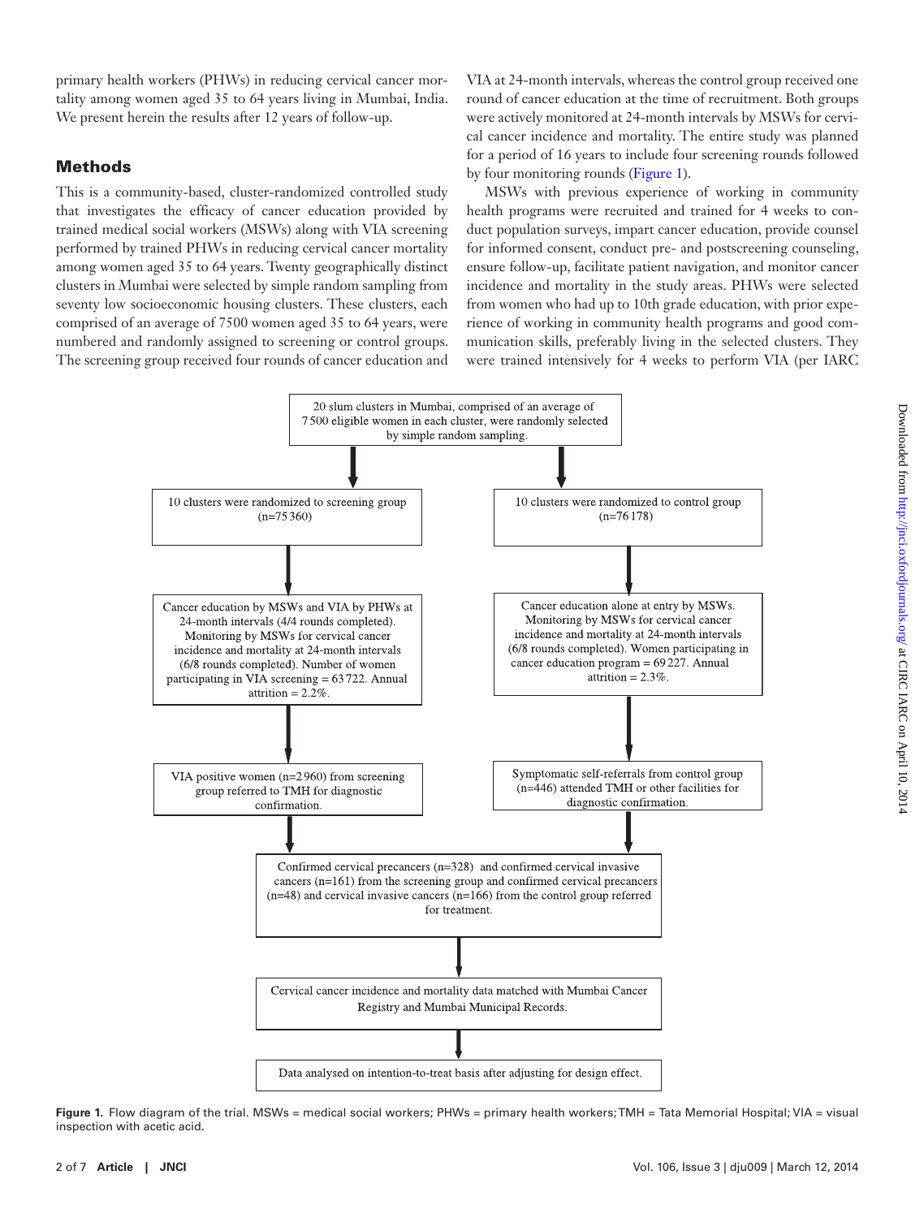primary health workers (PHWs) in reducing cervical cancer mortality among women aged 35 to 64 years living in Mumbai, India. We present herein the results after 12 years of follow-up.

## Methods

This is a community-based, cluster-randomized controlled study that investigates the efficacy of cancer education provided by trained medical social workers (MSWs) along with VIA screening performed by trained PHWs in reducing cervical cancer mortality among women aged 35 to 64 years. Twenty geographically distinct clusters in Mumbai were selected by simple random sampling from seventy low socioeconomic housing clusters. These clusters, each comprised of an average of 7500 women aged 35 to 64 years, were numbered and randomly assigned to screening or control groups. The screening group received four rounds of cancer education and VIA at 24-month intervals, whereas the control group received one round of cancer education at the time of recruitment. Both groups were actively monitored at 24-month intervals by MSWs for cervical cancer incidence and mortality. The entire study was planned for a period of 16 years to include four screening rounds followed by four monitoring rounds (Figure 1).

MSWs with previous experience of working in community health programs were recruited and trained for 4 weeks to conduct population surveys, impart cancer education, provide counsel for informed consent, conduct pre- and postscreening counseling, ensure follow-up, facilitate patient navigation, and monitor cancer incidence and mortality in the study areas. PHWs were selected from women who had up to 10th grade education, with prior experience of working in community health programs and good communication skills, preferably living in the selected clusters. They were trained intensively for 4 weeks to perform VIA (per IARC

20 slum clusters in Mumbai, comprised of an average of 7 500 eligible women in each cluster, were randomly selected by simple random sampling.

10 clusters were randomized to screening group (n=75 360)

10 clusters were randomized to control group (n=76 178)

Cancer education by MSWs and VIA by PHWs at 24-month intervals (4/4 rounds completed). Monitoring by MSWs for cervical cancer incidence and mortality at 24-month intervals (6/8 rounds completed). Number of women participating in VIA screening = 63 722. Annual attrition = 2.2%.

Cancer education alone at entry by MSWs. Monitoring by MSWs for cervical cancer incidence and mortality at 24-month intervals (6/8 rounds completed). Women participating in cancer education program = 69 227. Annual attrition = 2.3%.

VIA positive women (n=2 960) from screening group referred to TMH for diagnostic confirmation.

Symptomatic self-referrals from control group (n=446) attended TMH or other facilities for diagnostic confirmation.

Confirmed cervical precancers (n=328) and confirmed cervical invasive cancers (n=161) from the screening group and confirmed cervical precancers (n=48) and cervical invasive cancers (n=166) from the control group referred for treatment.

Cervical cancer incidence and mortality data matched with Mumbai Cancer Registry and Mumbai Municipal Records.

Data analysed on intention-to-treat basis after adjusting for design effect.

**Figure 1.** Flow diagram of the trial. MSWs = medical social workers; PHWs = primary health workers; TMH = Tata Memorial Hospital; VIA = visual inspection with acetic acid.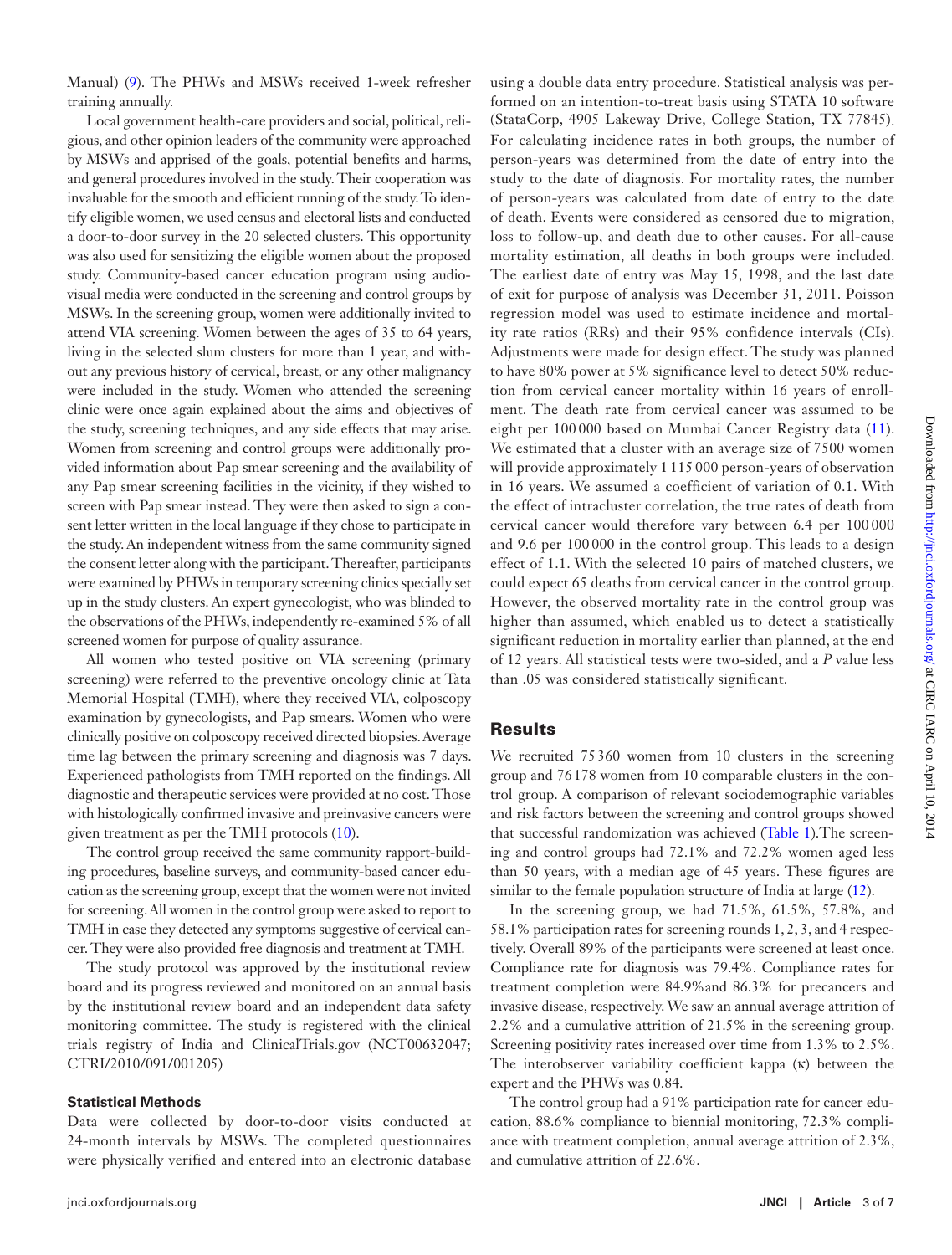Manual) (9). The PHWs and MSWs received 1-week refresher training annually.

Local government health-care providers and social, political, religious, and other opinion leaders of the community were approached by MSWs and apprised of the goals, potential benefits and harms, and general procedures involved in the study. Their cooperation was invaluable for the smooth and efficient running of the study. To identify eligible women, we used census and electoral lists and conducted a door-to-door survey in the 20 selected clusters. This opportunity was also used for sensitizing the eligible women about the proposed study. Community-based cancer education program using audio-visual media were conducted in the screening and control groups by MSWs. In the screening group, women were additionally invited to attend VIA screening. Women between the ages of 35 to 64 years, living in the selected slum clusters for more than 1 year, and without any previous history of cervical, breast, or any other malignancy were included in the study. Women who attended the screening clinic were once again explained about the aims and objectives of the study, screening techniques, and any side effects that may arise. Women from screening and control groups were additionally provided information about Pap smear screening and the availability of any Pap smear screening facilities in the vicinity, if they wished to screen with Pap smear instead. They were then asked to sign a consent letter written in the local language if they chose to participate in the study. An independent witness from the same community signed the consent letter along with the participant. Thereafter, participants were examined by PHWs in temporary screening clinics specially set up in the study clusters. An expert gynecologist, who was blinded to the observations of the PHWs, independently re-examined 5% of all screened women for purpose of quality assurance.

All women who tested positive on VIA screening (primary screening) were referred to the preventive oncology clinic at Tata Memorial Hospital (TMH), where they received VIA, colposcopy examination by gynecologists, and Pap smears. Women who were clinically positive on colposcopy received directed biopsies. Average time lag between the primary screening and diagnosis was 7 days. Experienced pathologists from TMH reported on the findings. All diagnostic and therapeutic services were provided at no cost. Those with histologically confirmed invasive and preinvasive cancers were given treatment as per the TMH protocols (10).

The control group received the same community rapport-building procedures, baseline surveys, and community-based cancer education as the screening group, except that the women were not invited for screening. All women in the control group were asked to report to TMH in case they detected any symptoms suggestive of cervical cancer. They were also provided free diagnosis and treatment at TMH.

The study protocol was approved by the institutional review board and its progress reviewed and monitored on an annual basis by the institutional review board and an independent data safety monitoring committee. The study is registered with the clinical trials registry of India and ClinicalTrials.gov (NCT00632047; CTRI/2010/091/001205)

### Statistical Methods

Data were collected by door-to-door visits conducted at 24-month intervals by MSWs. The completed questionnaires were physically verified and entered into an electronic database using a double data entry procedure. Statistical analysis was performed on an intention-to-treat basis using STATA 10 software (StataCorp, 4905 Lakeway Drive, College Station, TX 77845). For calculating incidence rates in both groups, the number of person-years was determined from the date of entry into the study to the date of diagnosis. For mortality rates, the number of person-years was calculated from date of entry to the date of death. Events were considered as censored due to migration, loss to follow-up, and death due to other causes. For all-cause mortality estimation, all deaths in both groups were included. The earliest date of entry was May 15, 1998, and the last date of exit for purpose of analysis was December 31, 2011. Poisson regression model was used to estimate incidence and mortality rate ratios (RRs) and their 95% confidence intervals (CIs). Adjustments were made for design effect. The study was planned to have 80% power at 5% significance level to detect 50% reduction from cervical cancer mortality within 16 years of enrollment. The death rate from cervical cancer was assumed to be eight per 100 000 based on Mumbai Cancer Registry data (11). We estimated that a cluster with an average size of 7500 women will provide approximately 1 115 000 person-years of observation in 16 years. We assumed a coefficient of variation of 0.1. With the effect of intracluster correlation, the true rates of death from cervical cancer would therefore vary between 6.4 per 100 000 and 9.6 per 100 000 in the control group. This leads to a design effect of 1.1. With the selected 10 pairs of matched clusters, we could expect 65 deaths from cervical cancer in the control group. However, the observed mortality rate in the control group was higher than assumed, which enabled us to detect a statistically significant reduction in mortality earlier than planned, at the end of 12 years. All statistical tests were two-sided, and a *P* value less than .05 was considered statistically significant.

## Results

We recruited 75 360 women from 10 clusters in the screening group and 76 178 women from 10 comparable clusters in the control group. A comparison of relevant sociodemographic variables and risk factors between the screening and control groups showed that successful randomization was achieved (Table 1). The screening and control groups had 72.1% and 72.2% women aged less than 50 years, with a median age of 45 years. These figures are similar to the female population structure of India at large (12).

In the screening group, we had 71.5%, 61.5%, 57.8%, and 58.1% participation rates for screening rounds 1, 2, 3, and 4 respectively. Overall 89% of the participants were screened at least once. Compliance rate for diagnosis was 79.4%. Compliance rates for treatment completion were 84.9% and 86.3% for precancers and invasive disease, respectively. We saw an annual average attrition of 2.2% and a cumulative attrition of 21.5% in the screening group. Screening positivity rates increased over time from 1.3% to 2.5%. The interobserver variability coefficient kappa (κ) between the expert and the PHWs was 0.84.

The control group had a 91% participation rate for cancer education, 88.6% compliance to biennial monitoring, 72.3% compliance with treatment completion, annual average attrition of 2.3%, and cumulative attrition of 22.6%.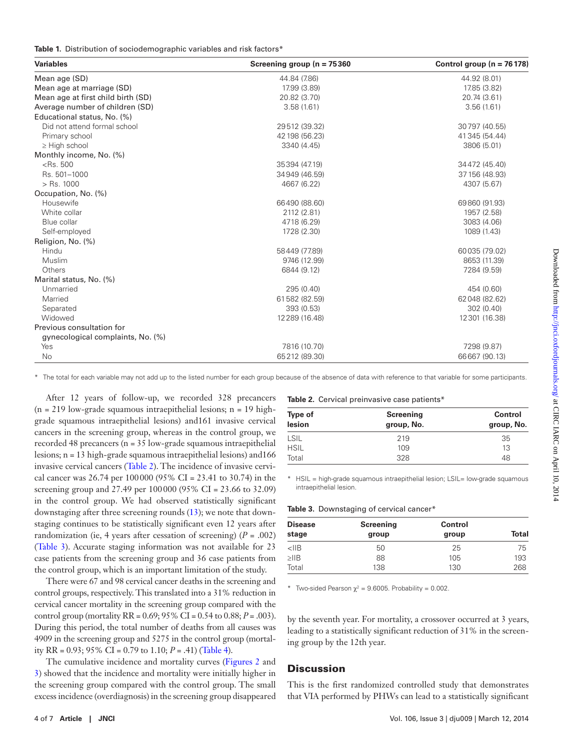**Table 1.** Distribution of sociodemographic variables and risk factors*

| Variables | Screening group (n = 75 360 | Control group (n = 76 178) |
|---|---|---|
| Mean age (SD) | 44.84 (7.86) | 44.92 (8.01) |
| Mean age at marriage (SD) | 17.99 (3.89) | 17.85 (3.82) |
| Mean age at first child birth (SD) | 20.82 (3.70) | 20.74 (3.61) |
| Average number of children (SD) | 3.58 (1.61) | 3.56 (1.61) |
| Educational status, No. (%) | | |
| Did not attend formal school | 29 512 (39.32) | 30 797 (40.55) |
| Primary school | 42 198 (56.23) | 41 345 (54.44) |
| ≥ High school | 3340 (4.45) | 3806 (5.01) |
| Monthly income, No. (%) | | |
| <Rs. 500 | 35 394 (47.19) | 34 472 (45.40) |
| Rs. 501–1000 | 34 949 (46.59) | 37 156 (48.93) |
| > Rs. 1000 | 4667 (6.22) | 4307 (5.67) |
| Occupation, No. (%) | | |
| Housewife | 66 490 (88.60) | 69 860 (91.93) |
| White collar | 2112 (2.81) | 1957 (2.58) |
| Blue collar | 4718 (6.29) | 3083 (4.06) |
| Self-employed | 1728 (2.30) | 1089 (1.43) |
| Religion, No. (%) | | |
| Hindu | 58 449 (77.89) | 60 035 (79.02) |
| Muslim | 9746 (12.99) | 8653 (11.39) |
| Others | 6844 (9.12) | 7284 (9.59) |
| Marital status, No. (%) | | |
| Unmarried | 295 (0.40) | 454 (0.60) |
| Married | 61 582 (82.59) | 62 048 (82.62) |
| Separated | 393 (0.53) | 302 (0.40) |
| Widowed | 12 289 (16.48) | 12 301 (16.38) |
| Previous consultation for gynecological complaints, No. (%) | | |
| Yes | 7816 (10.70) | 7298 (9.87) |
| No | 65 212 (89.30) | 66 667 (90.13) |

\* The total for each variable may not add up to the listed number for each group because of the absence of data with reference to that variable for some participants.

After 12 years of follow-up, we recorded 328 precancers (n = 219 low-grade squamous intraepithelial lesions; n = 19 high-grade squamous intraepithelial lesions) and161 invasive cervical cancers in the screening group, whereas in the control group, we recorded 48 precancers (n = 35 low-grade squamous intraepithelial lesions; n = 13 high-grade squamous intraepithelial lesions) and166 invasive cervical cancers (Table 2). The incidence of invasive cervical cancer was 26.74 per 100 000 (95% CI = 23.41 to 30.74) in the screening group and 27.49 per 100 000 (95% CI = 23.66 to 32.09) in the control group. We had observed statistically significant downstaging after three screening rounds (13); we note that downstaging continues to be statistically significant even 12 years after randomization (ie, 4 years after cessation of screening) ($P$ = .002) (Table 3). Accurate staging information was not available for 23 case patients from the screening group and 36 case patients from the control group, which is an important limitation of the study.

There were 67 and 98 cervical cancer deaths in the screening and control groups, respectively. This translated into a 31% reduction in cervical cancer mortality in the screening group compared with the control group (mortality RR = 0.69; 95% CI = 0.54 to 0.88; $P$ = .003). During this period, the total number of deaths from all causes was 4909 in the screening group and 5275 in the control group (mortality RR = 0.93; 95% CI = 0.79 to 1.10; $P$ = .41) (Table 4).

The cumulative incidence and mortality curves (Figures 2 and 3) showed that the incidence and mortality were initially higher in the screening group compared with the control group. The small excess incidence (overdiagnosis) in the screening group disappeared by the seventh year. For mortality, a crossover occurred at 3 years, leading to a statistically significant reduction of 31% in the screening group by the 12th year.

**Table 2.** Cervical preinvasive case patients*

| Type of lesion | Screening group, No. | Control group, No. |
|---|---|---|
| LSIL | 219 | 35 |
| HSIL | 109 | 13 |
| Total | 328 | 48 |

\* HSIL = high-grade squamous intraepithelial lesion; LSIL= low-grade squamous intraepithelial lesion.

**Table 3.** Downstaging of cervical cancer*

| Disease stage | Screening group | Control group | Total |
|---|---|---|---|
| <IIB | 50 | 25 | 75 |
| ≥IIB | 88 | 105 | 193 |
| Total | 138 | 130 | 268 |

\* Two-sided Pearson $\chi^2$ = 9.6005. Probability = 0.002.

## Discussion

This is the first randomized controlled study that demonstrates that VIA performed by PHWs can lead to a statistically significant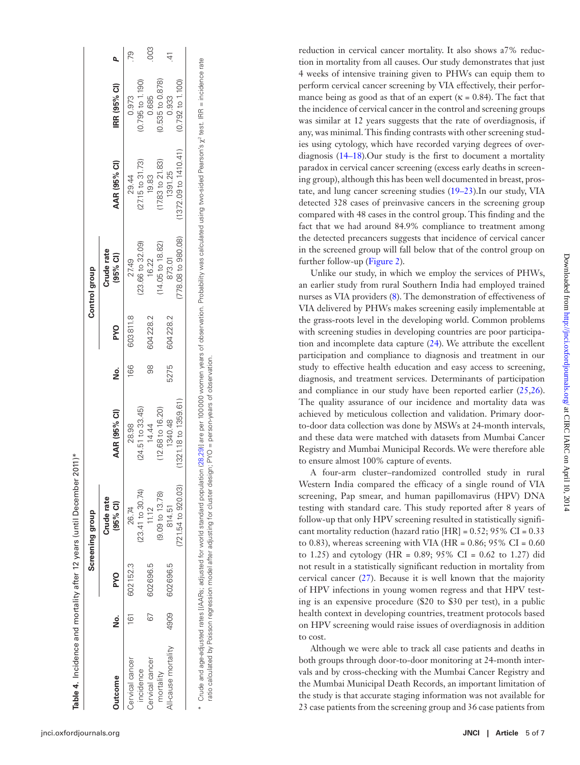**Table 4.** Incidence and mortality after 12 years (until December 2011)*

| Outcome | Screening group | | | | Control group | | | | IRR (95% CI) | P |
|---|---|---|---|---|---|---|---|---|---|---|
| | No. | PYO | Crude rate (95% CI) | AAR (95% CI) | No. | PYO | Crude rate (95% CI) | AAR (95% CI) | | |
| Cervical cancer incidence | 161 | 602 152.3 | 26.74 (23.41 to 30.74) | 28.98 (24.51 to 33.45) | 166 | 603 811.8 | 27.49 (23.66 to 32.09) | 29.44 (27.15 to 31.73) | 0.973 (0.795 to 1.190) | .79 |
| Cervical cancer mortality | 67 | 602 696.5 | 11.12 (9.09 to 13.78) | 14.44 (12.68 to 16.20) | 98 | 604 228.2 | 16.22 (14.05 to 18.82) | 19.83 (17.83 to 21.83) | 0.685 (0.535 to 0.878) | .003 |
| All-cause mortality | 4909 | 602 696.5 | 814.51 (721.54 to 920.03) | 1340.48 (1321.18 to 1359.61) | 5275 | 604 228.2 | 873.01 (778.08 to 980.08) | 1391.25 (1372.09 to 1410.41) | 0.933 (0.792 to 1.100) | .41 |

\* Crude and age-adjusted rates [AARs; adjusted for world standard population (28,29)] are per 100 000 women years of observation. Probability was calculated using two-sided Pearson's $\chi^2$ test. IRR = incidence rate ratio calculated by Poisson regression model after adjusting for cluster design; PYO = person-years of observation.

reduction in cervical cancer mortality. It also shows a7% reduction in mortality from all causes. Our study demonstrates that just 4 weeks of intensive training given to PHWs can equip them to perform cervical cancer screening by VIA effectively, their performance being as good as that of an expert (κ = 0.84). The fact that the incidence of cervical cancer in the control and screening groups was similar at 12 years suggests that the rate of overdiagnosis, if any, was minimal. This finding contrasts with other screening studies using cytology, which have recorded varying degrees of overdiagnosis (14–18).Our study is the first to document a mortality paradox in cervical cancer screening (excess early deaths in screening group), although this has been well documented in breast, prostate, and lung cancer screening studies (19–23).In our study, VIA detected 328 cases of preinvasive cancers in the screening group compared with 48 cases in the control group. This finding and the fact that we had around 84.9% compliance to treatment among the detected precancers suggests that incidence of cervical cancer in the screened group will fall below that of the control group on further follow-up (Figure 2).

Unlike our study, in which we employ the services of PHWs, an earlier study from rural Southern India had employed trained nurses as VIA providers (8). The demonstration of effectiveness of VIA delivered by PHWs makes screening easily implementable at the grass-roots level in the developing world. Common problems with screening studies in developing countries are poor participation and incomplete data capture (24). We attribute the excellent participation and compliance to diagnosis and treatment in our study to effective health education and easy access to screening, diagnosis, and treatment services. Determinants of participation and compliance in our study have been reported earlier (25,26). The quality assurance of our incidence and mortality data was achieved by meticulous collection and validation. Primary door-to-door data collection was done by MSWs at 24-month intervals, and these data were matched with datasets from Mumbai Cancer Registry and Mumbai Municipal Records. We were therefore able to ensure almost 100% capture of events.

A four-arm cluster–randomized controlled study in rural Western India compared the efficacy of a single round of VIA screening, Pap smear, and human papillomavirus (HPV) DNA testing with standard care. This study reported after 8 years of follow-up that only HPV screening resulted in statistically significant mortality reduction (hazard ratio [HR] = 0.52; 95% CI = 0.33 to 0.83), whereas screening with VIA (HR = 0.86; 95% CI = 0.60 to 1.25) and cytology (HR = 0.89; 95% CI = 0.62 to 1.27) did not result in a statistically significant reduction in mortality from cervical cancer (27). Because it is well known that the majority of HPV infections in young women regress and that HPV testing is an expensive procedure ($20 to $30 per test), in a public health context in developing countries, treatment protocols based on HPV screening would raise issues of overdiagnosis in addition to cost.

Although we were able to track all case patients and deaths in both groups through door-to-door monitoring at 24-month intervals and by cross-checking with the Mumbai Cancer Registry and the Mumbai Municipal Death Records, an important limitation of the study is that accurate staging information was not available for 23 case patients from the screening group and 36 case patients from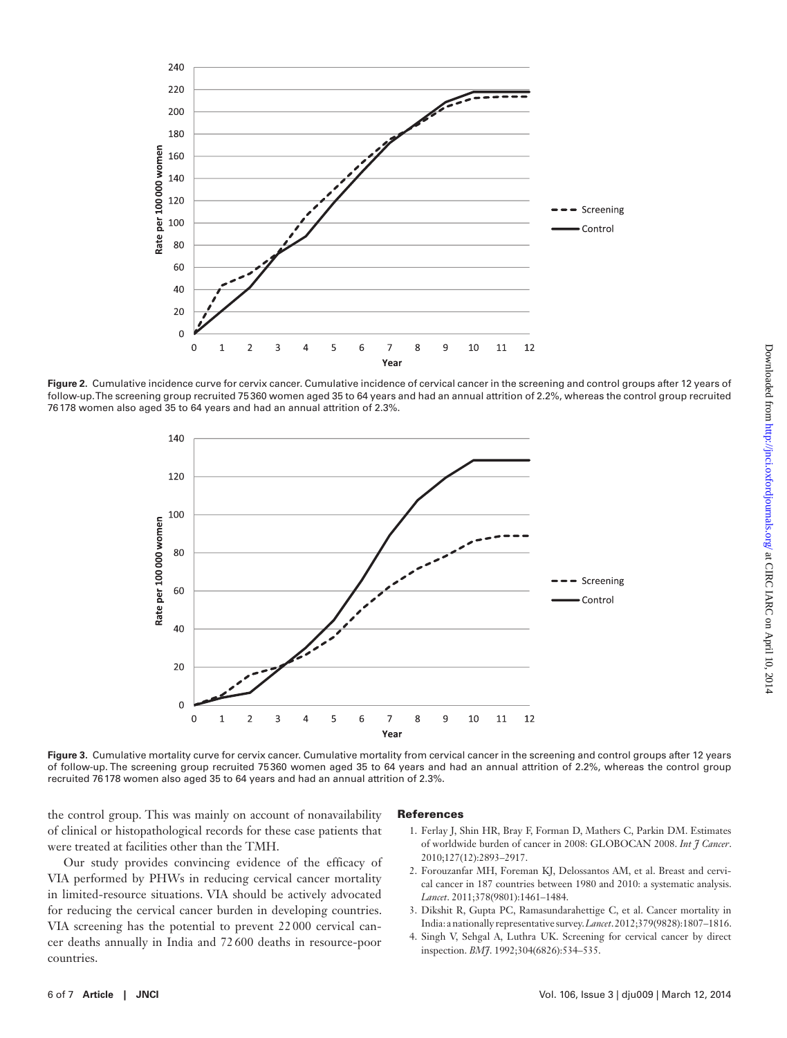**Figure 2.** Cumulative incidence curve for cervix cancer. Cumulative incidence of cervical cancer in the screening and control groups after 12 years of follow-up. The screening group recruited 75 360 women aged 35 to 64 years and had an annual attrition of 2.2%, whereas the control group recruited 76 178 women also aged 35 to 64 years and had an annual attrition of 2.3%.

**Figure 3.** Cumulative mortality curve for cervix cancer. Cumulative mortality from cervical cancer in the screening and control groups after 12 years of follow-up. The screening group recruited 75 360 women aged 35 to 64 years and had an annual attrition of 2.2%, whereas the control group recruited 76 178 women also aged 35 to 64 years and had an annual attrition of 2.3%.

the control group. This was mainly on account of nonavailability of clinical or histopathological records for these case patients that were treated at facilities other than the TMH.

Our study provides convincing evidence of the efficacy of VIA performed by PHWs in reducing cervical cancer mortality in limited-resource situations. VIA should be actively advocated for reducing the cervical cancer burden in developing countries. VIA screening has the potential to prevent 22 000 cervical cancer deaths annually in India and 72 600 deaths in resource-poor countries.

## References

1. Ferlay J, Shin HR, Bray F, Forman D, Mathers C, Parkin DM. Estimates of worldwide burden of cancer in 2008: GLOBOCAN 2008. *Int J Cancer*. 2010;127(12):2893–2917.
2. Forouzanfar MH, Foreman KJ, Delossantos AM, et al. Breast and cervical cancer in 187 countries between 1980 and 2010: a systematic analysis. *Lancet*. 2011;378(9801):1461–1484.
3. Dikshit R, Gupta PC, Ramasundarahettige C, et al. Cancer mortality in India: a nationally representative survey. *Lancet*. 2012;379(9828):1807–1816.
4. Singh V, Sehgal A, Luthra UK. Screening for cervical cancer by direct inspection. *BMJ*. 1992;304(6826):534–535.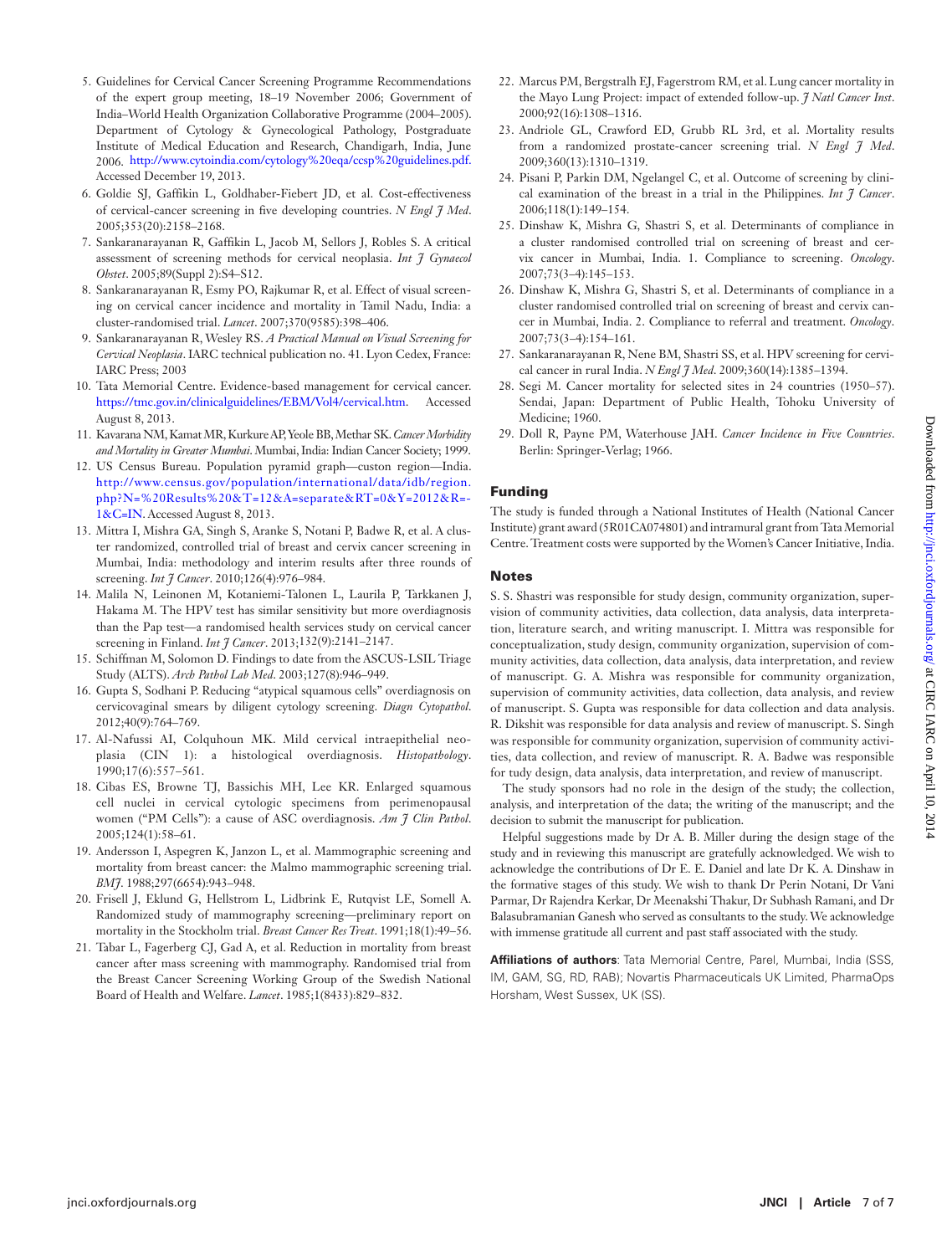5. Guidelines for Cervical Cancer Screening Programme Recommendations of the expert group meeting, 18–19 November 2006; Government of India–World Health Organization Collaborative Programme (2004–2005). Department of Cytology & Gynecological Pathology, Postgraduate Institute of Medical Education and Research, Chandigarh, India, June 2006. http://www.cytoindia.com/cytology%20eqa/ccsp%20guidelines.pdf. Accessed December 19, 2013.
6. Goldie SJ, Gaffikin L, Goldhaber-Fiebert JD, et al. Cost-effectiveness of cervical-cancer screening in five developing countries. *N Engl J Med*. 2005;353(20):2158–2168.
7. Sankaranarayanan R, Gaffikin L, Jacob M, Sellors J, Robles S. A critical assessment of screening methods for cervical neoplasia. *Int J Gynaecol Obstet*. 2005;89(Suppl 2):S4–S12.
8. Sankaranarayanan R, Esmy PO, Rajkumar R, et al. Effect of visual screening on cervical cancer incidence and mortality in Tamil Nadu, India: a cluster-randomised trial. *Lancet*. 2007;370(9585):398–406.
9. Sankaranarayanan R, Wesley RS. *A Practical Manual on Visual Screening for Cervical Neoplasia*. IARC technical publication no. 41. Lyon Cedex, France: IARC Press; 2003
10. Tata Memorial Centre. Evidence-based management for cervical cancer. https://tmc.gov.in/clinicalguidelines/EBM/Vol4/cervical.htm. Accessed August 8, 2013.
11. Kavarana NM, Kamat MR, Kurkure AP, Yeole BB, Methar SK. *Cancer Morbidity and Mortality in Greater Mumbai*. Mumbai, India: Indian Cancer Society; 1999.
12. US Census Bureau. Population pyramid graph—custon region—India. http://www.census.gov/population/international/data/idb/region.php?N=%20Results%20&T=12&A=separate&RT=0&Y=2012&R=-1&C=IN. Accessed August 8, 2013.
13. Mittra I, Mishra GA, Singh S, Aranke S, Notani P, Badwe R, et al. A cluster randomized, controlled trial of breast and cervix cancer screening in Mumbai, India: methodology and interim results after three rounds of screening. *Int J Cancer*. 2010;126(4):976–984.
14. Malila N, Leinonen M, Kotaniemi-Talonen L, Laurila P, Tarkkanen J, Hakama M. The HPV test has similar sensitivity but more overdiagnosis than the Pap test—a randomised health services study on cervical cancer screening in Finland. *Int J Cancer*. 2013;132(9):2141–2147.
15. Schiffman M, Solomon D. Findings to date from the ASCUS-LSIL Triage Study (ALTS). *Arch Pathol Lab Med*. 2003;127(8):946–949.
16. Gupta S, Sodhani P. Reducing "atypical squamous cells" overdiagnosis on cervicovaginal smears by diligent cytology screening. *Diagn Cytopathol*. 2012;40(9):764–769.
17. Al-Nafussi AI, Colquhoun MK. Mild cervical intraepithelial neoplasia (CIN 1): a histological overdiagnosis. *Histopathology*. 1990;17(6):557–561.
18. Cibas ES, Browne TJ, Bassichis MH, Lee KR. Enlarged squamous cell nuclei in cervical cytologic specimens from perimenopausal women ("PM Cells"): a cause of ASC overdiagnosis. *Am J Clin Pathol*. 2005;124(1):58–61.
19. Andersson I, Aspegren K, Janzon L, et al. Mammographic screening and mortality from breast cancer: the Malmo mammographic screening trial. *BMJ*. 1988;297(6654):943–948.
20. Frisell J, Eklund G, Hellstrom L, Lidbrink E, Rutqvist LE, Somell A. Randomized study of mammography screening—preliminary report on mortality in the Stockholm trial. *Breast Cancer Res Treat*. 1991;18(1):49–56.
21. Tabar L, Fagerberg CJ, Gad A, et al. Reduction in mortality from breast cancer after mass screening with mammography. Randomised trial from the Breast Cancer Screening Working Group of the Swedish National Board of Health and Welfare. *Lancet*. 1985;1(8433):829–832.
22. Marcus PM, Bergstralh EJ, Fagerstrom RM, et al. Lung cancer mortality in the Mayo Lung Project: impact of extended follow-up. *J Natl Cancer Inst*. 2000;92(16):1308–1316.
23. Andriole GL, Crawford ED, Grubb RL 3rd, et al. Mortality results from a randomized prostate-cancer screening trial. *N Engl J Med*. 2009;360(13):1310–1319.
24. Pisani P, Parkin DM, Ngelangel C, et al. Outcome of screening by clinical examination of the breast in a trial in the Philippines. *Int J Cancer*. 2006;118(1):149–154.
25. Dinshaw K, Mishra G, Shastri S, et al. Determinants of compliance in a cluster randomised controlled trial on screening of breast and cervix cancer in Mumbai, India. 1. Compliance to screening. *Oncology*. 2007;73(3–4):145–153.
26. Dinshaw K, Mishra G, Shastri S, et al. Determinants of compliance in a cluster randomised controlled trial on screening of breast and cervix cancer in Mumbai, India. 2. Compliance to referral and treatment. *Oncology*. 2007;73(3–4):154–161.
27. Sankaranarayanan R, Nene BM, Shastri SS, et al. HPV screening for cervical cancer in rural India. *N Engl J Med*. 2009;360(14):1385–1394.
28. Segi M. Cancer mortality for selected sites in 24 countries (1950–57). Sendai, Japan: Department of Public Health, Tohoku University of Medicine; 1960.
29. Doll R, Payne PM, Waterhouse JAH. *Cancer Incidence in Five Countries*. Berlin: Springer-Verlag; 1966.

## Funding

The study is funded through a National Institutes of Health (National Cancer Institute) grant award (5R01CA074801) and intramural grant from Tata Memorial Centre. Treatment costs were supported by the Women's Cancer Initiative, India.

## Notes

S. S. Shastri was responsible for study design, community organization, supervision of community activities, data collection, data analysis, data interpretation, literature search, and writing manuscript. I. Mittra was responsible for conceptualization, study design, community organization, supervision of community activities, data collection, data analysis, data interpretation, and review of manuscript. G. A. Mishra was responsible for community organization, supervision of community activities, data collection, data analysis, and review of manuscript. S. Gupta was responsible for data collection and data analysis. R. Dikshit was responsible for data analysis and review of manuscript. S. Singh was responsible for community organization, supervision of community activities, data collection, and review of manuscript. R. A. Badwe was responsible for tudy design, data analysis, data interpretation, and review of manuscript.

The study sponsors had no role in the design of the study; the collection, analysis, and interpretation of the data; the writing of the manuscript; and the decision to submit the manuscript for publication.

Helpful suggestions made by Dr A. B. Miller during the design stage of the study and in reviewing this manuscript are gratefully acknowledged. We wish to acknowledge the contributions of Dr E. E. Daniel and late Dr K. A. Dinshaw in the formative stages of this study. We wish to thank Dr Perin Notani, Dr Vani Parmar, Dr Rajendra Kerkar, Dr Meenakshi Thakur, Dr Subhash Ramani, and Dr Balasubramanian Ganesh who served as consultants to the study. We acknowledge with immense gratitude all current and past staff associated with the study.

**Affiliations of authors**: Tata Memorial Centre, Parel, Mumbai, India (SSS, IM, GAM, SG, RD, RAB); Novartis Pharmaceuticals UK Limited, PharmaOps Horsham, West Sussex, UK (SS).